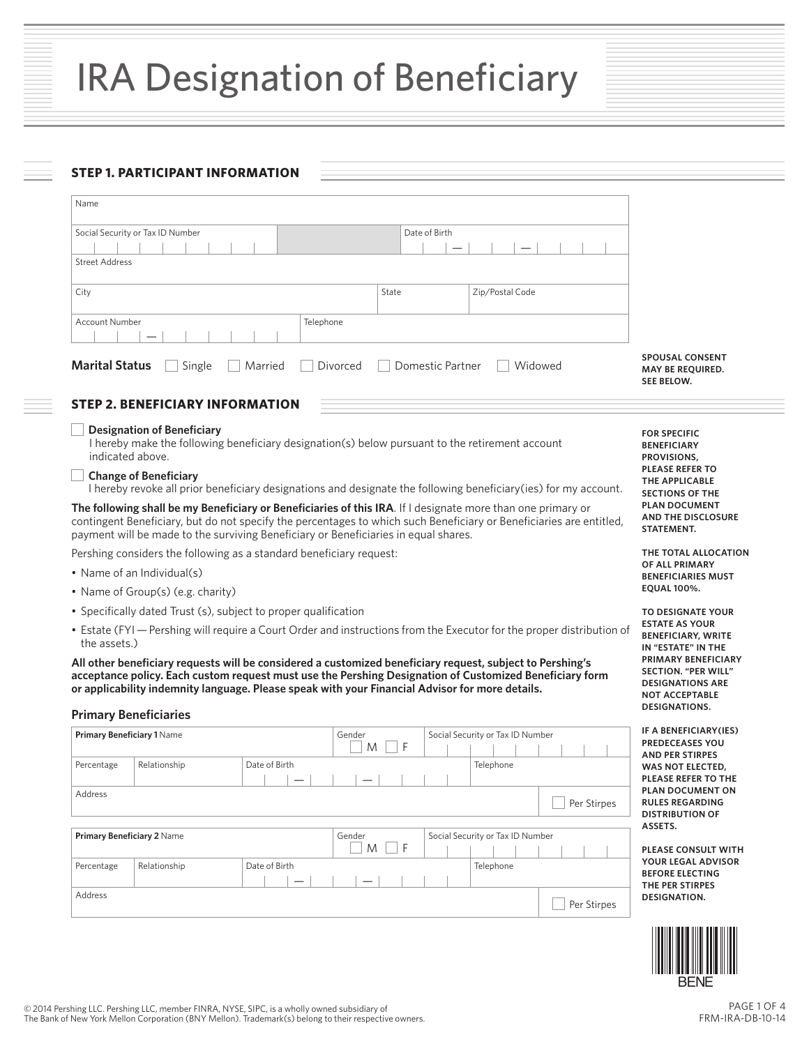# IRA Designation of Beneficiary

## STEP 1. PARTICIPANT INFORMATION

| Name | | | |
|---|---|---|---|
| Social Security or Tax ID Number | | Date of Birth | |
| Street Address | | | |
| City | State | Zip/Postal Code | |
| Account Number | Telephone | | |

**Marital Status** ☐ Single ☐ Married ☐ Divorced ☐ Domestic Partner ☐ Widowed

**SPOUSAL CONSENT MAY BE REQUIRED. SEE BELOW.**

## STEP 2. BENEFICIARY INFORMATION

☐ **Designation of Beneficiary**
I hereby make the following beneficiary designation(s) below pursuant to the retirement account indicated above.

☐ **Change of Beneficiary**
I hereby revoke all prior beneficiary designations and designate the following beneficiary(ies) for my account.

**The following shall be my Beneficiary or Beneficiaries of this IRA**. If I designate more than one primary or contingent Beneficiary, but do not specify the percentages to which such Beneficiary or Beneficiaries are entitled, payment will be made to the surviving Beneficiary or Beneficiaries in equal shares.

Pershing considers the following as a standard beneficiary request:

- Name of an Individual(s)
- Name of Group(s) (e.g. charity)
- Specifically dated Trust (s), subject to proper qualification
- Estate (FYI — Pershing will require a Court Order and instructions from the Executor for the proper distribution of the assets.)

**All other beneficiary requests will be considered a customized beneficiary request, subject to Pershing's acceptance policy. Each custom request must use the Pershing Designation of Customized Beneficiary form or applicability indemnity language. Please speak with your Financial Advisor for more details.**

**FOR SPECIFIC BENEFICIARY PROVISIONS, PLEASE REFER TO THE APPLICABLE SECTIONS OF THE PLAN DOCUMENT AND THE DISCLOSURE STATEMENT.**

**THE TOTAL ALLOCATION OF ALL PRIMARY BENEFICIARIES MUST EQUAL 100%.**

**TO DESIGNATE YOUR ESTATE AS YOUR BENEFICIARY, WRITE IN "ESTATE" IN THE PRIMARY BENEFICIARY SECTION. "PER WILL" DESIGNATIONS ARE NOT ACCEPTABLE DESIGNATIONS.**

**IF A BENEFICIARY(IES) PREDECEASES YOU AND PER STIRPES WAS NOT ELECTED, PLEASE REFER TO THE PLAN DOCUMENT ON RULES REGARDING DISTRIBUTION OF ASSETS.**

**PLEASE CONSULT WITH YOUR LEGAL ADVISOR BEFORE ELECTING THE PER STIRPES DESIGNATION.**

### Primary Beneficiaries

| **Primary Beneficiary 1** Name | | | Gender ☐ M ☐ F | Social Security or Tax ID Number |
|---|---|---|---|---|
| Percentage | Relationship | Date of Birth | | Telephone |
| Address | | | | ☐ Per Stirpes |

| **Primary Beneficiary 2** Name | | | Gender ☐ M ☐ F | Social Security or Tax ID Number |
|---|---|---|---|---|
| Percentage | Relationship | Date of Birth | | Telephone |
| Address | | | | ☐ Per Stirpes |

BENE

© 2014 Pershing LLC. Pershing LLC, member FINRA, NYSE, SIPC, is a wholly owned subsidiary of The Bank of New York Mellon Corporation (BNY Mellon). Trademark(s) belong to their respective owners.

FRM-IRA-DB-10-14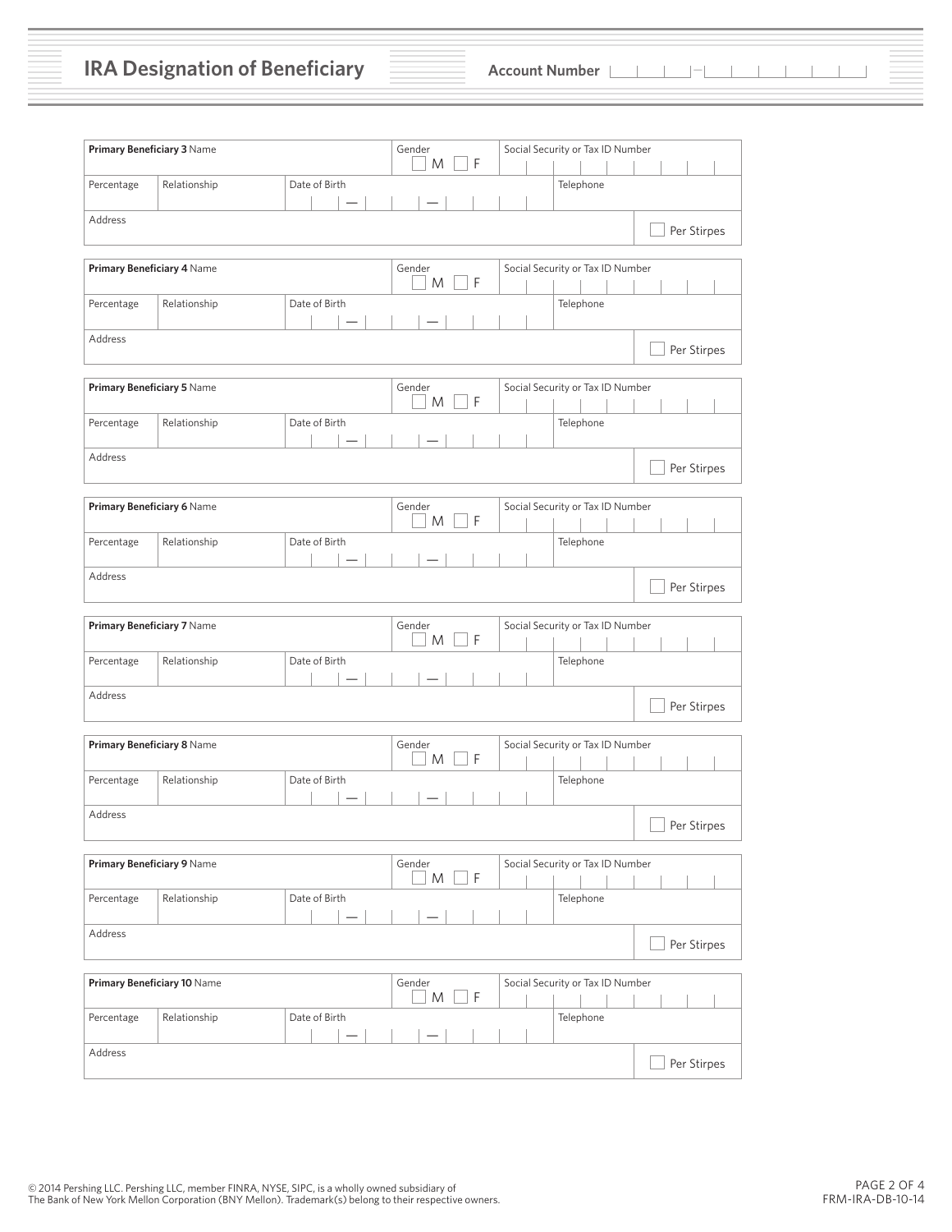# IRA Designation of Beneficiary

**Account Number**

| **Primary Beneficiary 3** Name | | | Gender ☐ M ☐ F | Social Security or Tax ID Number |
|---|---|---|---|---|
| Percentage | Relationship | Date of Birth | | Telephone |
| Address | | | | ☐ Per Stirpes |

| **Primary Beneficiary 4** Name | | | Gender ☐ M ☐ F | Social Security or Tax ID Number |
|---|---|---|---|---|
| Percentage | Relationship | Date of Birth | | Telephone |
| Address | | | | ☐ Per Stirpes |

| **Primary Beneficiary 5** Name | | | Gender ☐ M ☐ F | Social Security or Tax ID Number |
|---|---|---|---|---|
| Percentage | Relationship | Date of Birth | | Telephone |
| Address | | | | ☐ Per Stirpes |

| **Primary Beneficiary 6** Name | | | Gender ☐ M ☐ F | Social Security or Tax ID Number |
|---|---|---|---|---|
| Percentage | Relationship | Date of Birth | | Telephone |
| Address | | | | ☐ Per Stirpes |

| **Primary Beneficiary 7** Name | | | Gender ☐ M ☐ F | Social Security or Tax ID Number |
|---|---|---|---|---|
| Percentage | Relationship | Date of Birth | | Telephone |
| Address | | | | ☐ Per Stirpes |

| **Primary Beneficiary 8** Name | | | Gender ☐ M ☐ F | Social Security or Tax ID Number |
|---|---|---|---|---|
| Percentage | Relationship | Date of Birth | | Telephone |
| Address | | | | ☐ Per Stirpes |

| **Primary Beneficiary 9** Name | | | Gender ☐ M ☐ F | Social Security or Tax ID Number |
|---|---|---|---|---|
| Percentage | Relationship | Date of Birth | | Telephone |
| Address | | | | ☐ Per Stirpes |

| **Primary Beneficiary 10** Name | | | Gender ☐ M ☐ F | Social Security or Tax ID Number |
|---|---|---|---|---|
| Percentage | Relationship | Date of Birth | | Telephone |
| Address | | | | ☐ Per Stirpes |

© 2014 Pershing LLC. Pershing LLC, member FINRA, NYSE, SIPC, is a wholly owned subsidiary of The Bank of New York Mellon Corporation (BNY Mellon). Trademark(s) belong to their respective owners.

FRM-IRA-DB-10-14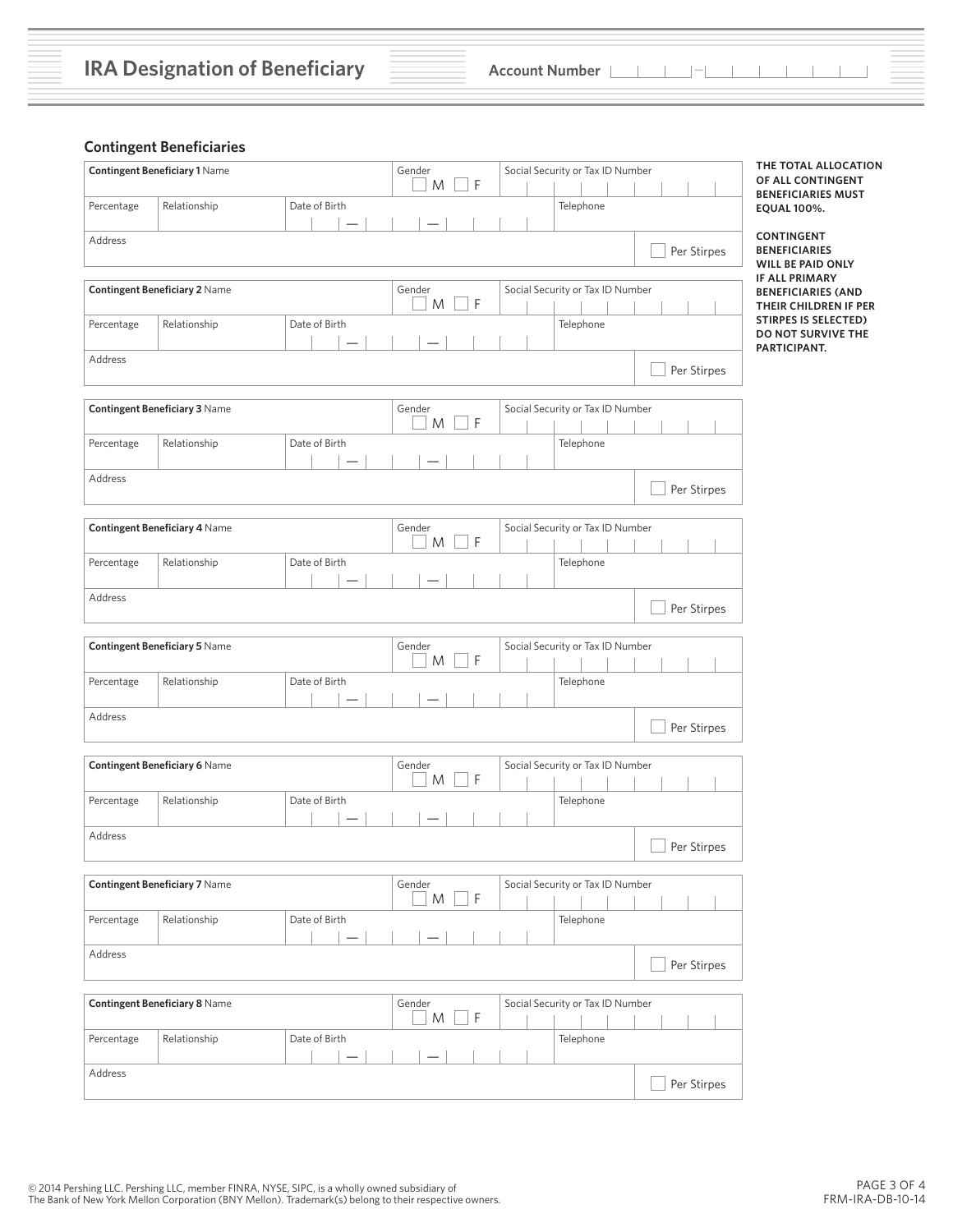# IRA Designation of Beneficiary

Account Number

## Contingent Beneficiaries

**THE TOTAL ALLOCATION OF ALL CONTINGENT BENEFICIARIES MUST EQUAL 100%.**

**CONTINGENT BENEFICIARIES WILL BE PAID ONLY IF ALL PRIMARY BENEFICIARIES (AND THEIR CHILDREN IF PER STIRPES IS SELECTED) DO NOT SURVIVE THE PARTICIPANT.**

| **Contingent Beneficiary 1** Name | | Gender ☐ M ☐ F | Social Security or Tax ID Number |
|---|---|---|---|
| Percentage | Relationship | Date of Birth | Telephone |
| Address | | | ☐ Per Stirpes |

| **Contingent Beneficiary 2** Name | | Gender ☐ M ☐ F | Social Security or Tax ID Number |
|---|---|---|---|
| Percentage | Relationship | Date of Birth | Telephone |
| Address | | | ☐ Per Stirpes |

| **Contingent Beneficiary 3** Name | | Gender ☐ M ☐ F | Social Security or Tax ID Number |
|---|---|---|---|
| Percentage | Relationship | Date of Birth | Telephone |
| Address | | | ☐ Per Stirpes |

| **Contingent Beneficiary 4** Name | | Gender ☐ M ☐ F | Social Security or Tax ID Number |
|---|---|---|---|
| Percentage | Relationship | Date of Birth | Telephone |
| Address | | | ☐ Per Stirpes |

| **Contingent Beneficiary 5** Name | | Gender ☐ M ☐ F | Social Security or Tax ID Number |
|---|---|---|---|
| Percentage | Relationship | Date of Birth | Telephone |
| Address | | | ☐ Per Stirpes |

| **Contingent Beneficiary 6** Name | | Gender ☐ M ☐ F | Social Security or Tax ID Number |
|---|---|---|---|
| Percentage | Relationship | Date of Birth | Telephone |
| Address | | | ☐ Per Stirpes |

| **Contingent Beneficiary 7** Name | | Gender ☐ M ☐ F | Social Security or Tax ID Number |
|---|---|---|---|
| Percentage | Relationship | Date of Birth | Telephone |
| Address | | | ☐ Per Stirpes |

| **Contingent Beneficiary 8** Name | | Gender ☐ M ☐ F | Social Security or Tax ID Number |
|---|---|---|---|
| Percentage | Relationship | Date of Birth | Telephone |
| Address | | | ☐ Per Stirpes |

© 2014 Pershing LLC. Pershing LLC, member FINRA, NYSE, SIPC, is a wholly owned subsidiary of The Bank of New York Mellon Corporation (BNY Mellon). Trademark(s) belong to their respective owners.

FRM-IRA-DB-10-14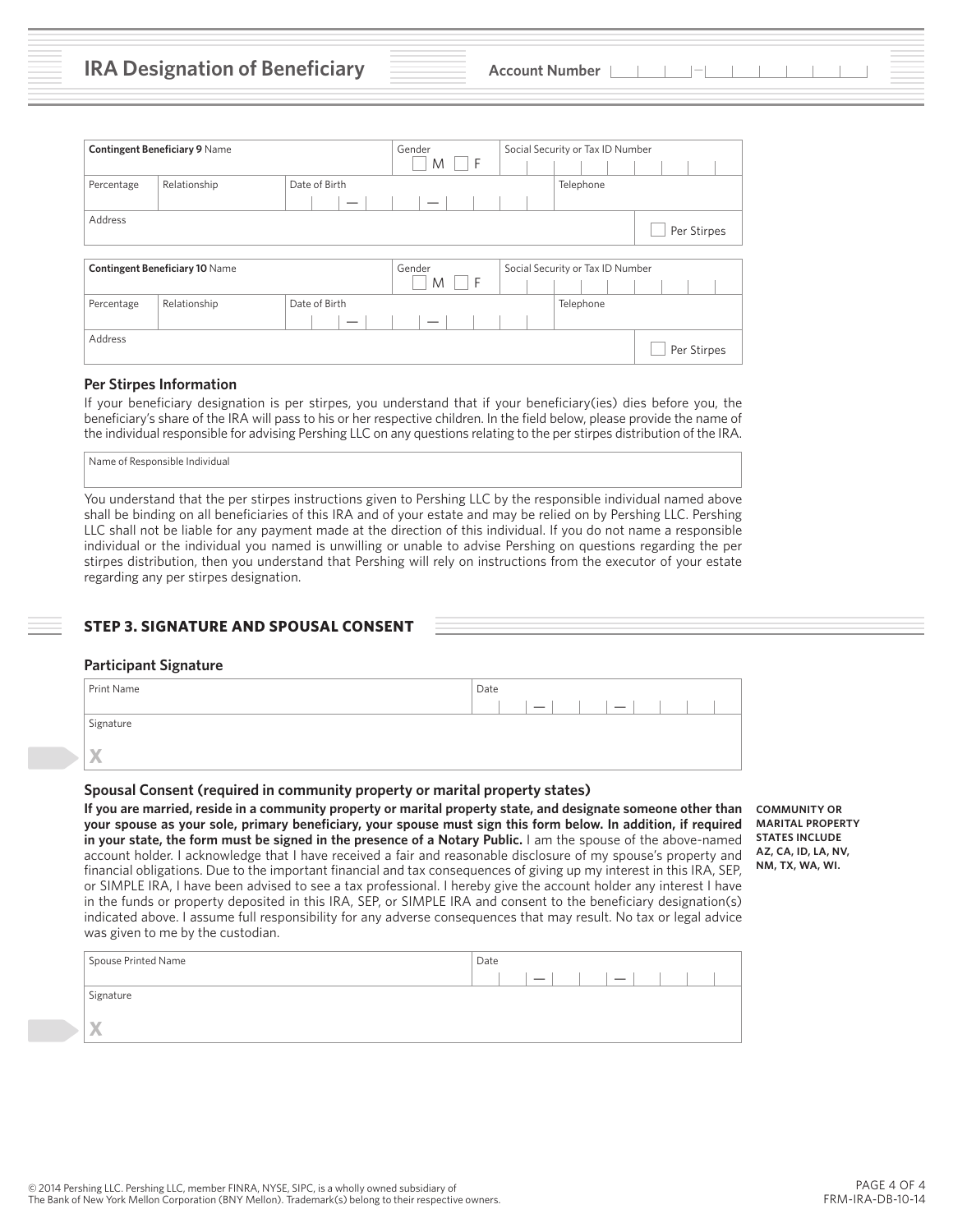# IRA Designation of Beneficiary

Account Number

| Contingent Beneficiary 9 Name | | | Gender ☐ M ☐ F | Social Security or Tax ID Number |
|---|---|---|---|---|
| Percentage | Relationship | Date of Birth | | Telephone |
| Address | | | | ☐ Per Stirpes |

| Contingent Beneficiary 10 Name | | | Gender ☐ M ☐ F | Social Security or Tax ID Number |
|---|---|---|---|---|
| Percentage | Relationship | Date of Birth | | Telephone |
| Address | | | | ☐ Per Stirpes |

### Per Stirpes Information

If your beneficiary designation is per stirpes, you understand that if your beneficiary(ies) dies before you, the beneficiary's share of the IRA will pass to his or her respective children. In the field below, please provide the name of the individual responsible for advising Pershing LLC on any questions relating to the per stirpes distribution of the IRA.

| Name of Responsible Individual |
|---|
| |

You understand that the per stirpes instructions given to Pershing LLC by the responsible individual named above shall be binding on all beneficiaries of this IRA and of your estate and may be relied on by Pershing LLC. Pershing LLC shall not be liable for any payment made at the direction of this individual. If you do not name a responsible individual or the individual you named is unwilling or unable to advise Pershing on questions regarding the per stirpes distribution, then you understand that Pershing will rely on instructions from the executor of your estate regarding any per stirpes designation.

## STEP 3. SIGNATURE AND SPOUSAL CONSENT

### Participant Signature

| Print Name | Date |
|---|---|
| Signature | |
| X | |

### Spousal Consent (required in community property or marital property states)

**If you are married, reside in a community property or marital property state, and designate someone other than your spouse as your sole, primary beneficiary, your spouse must sign this form below. In addition, if required in your state, the form must be signed in the presence of a Notary Public.** I am the spouse of the above-named account holder. I acknowledge that I have received a fair and reasonable disclosure of my spouse's property and financial obligations. Due to the important financial and tax consequences of giving up my interest in this IRA, SEP, or SIMPLE IRA, I have been advised to see a tax professional. I hereby give the account holder any interest I have in the funds or property deposited in this IRA, SEP, or SIMPLE IRA and consent to the beneficiary designation(s) indicated above. I assume full responsibility for any adverse consequences that may result. No tax or legal advice was given to me by the custodian.

**COMMUNITY OR MARITAL PROPERTY STATES INCLUDE AZ, CA, ID, LA, NV, NM, TX, WA, WI.**

| Spouse Printed Name | Date |
|---|---|
| Signature | |
| X | |

© 2014 Pershing LLC. Pershing LLC, member FINRA, NYSE, SIPC, is a wholly owned subsidiary of The Bank of New York Mellon Corporation (BNY Mellon). Trademark(s) belong to their respective owners.

FRM-IRA-DB-10-14